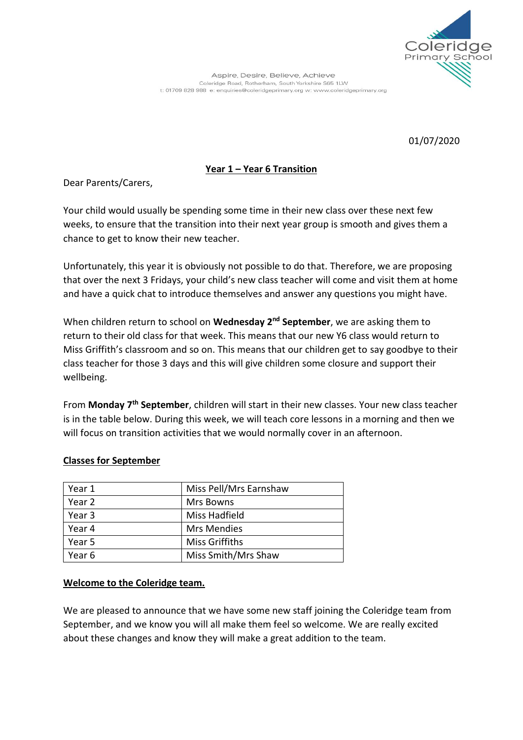Coleridge Primary School

Aspire, Desire, Believe, Achieve
Coleridge Road, Rotherham, South Yorkshire S65 1LW
t: 01709 828 988 e: enquiries@coleridgeprimary.org w: www.coleridgeprimary.org

01/07/2020

## Year 1 – Year 6 Transition

Dear Parents/Carers,

Your child would usually be spending some time in their new class over these next few weeks, to ensure that the transition into their next year group is smooth and gives them a chance to get to know their new teacher.

Unfortunately, this year it is obviously not possible to do that. Therefore, we are proposing that over the next 3 Fridays, your child's new class teacher will come and visit them at home and have a quick chat to introduce themselves and answer any questions you might have.

When children return to school on **Wednesday 2nd September**, we are asking them to return to their old class for that week. This means that our new Y6 class would return to Miss Griffith's classroom and so on. This means that our children get to say goodbye to their class teacher for those 3 days and this will give children some closure and support their wellbeing.

From **Monday 7th September**, children will start in their new classes. Your new class teacher is in the table below. During this week, we will teach core lessons in a morning and then we will focus on transition activities that we would normally cover in an afternoon.

### Classes for September

| Year | Teacher |
|---|---|
| Year 1 | Miss Pell/Mrs Earnshaw |
| Year 2 | Mrs Bowns |
| Year 3 | Miss Hadfield |
| Year 4 | Mrs Mendies |
| Year 5 | Miss Griffiths |
| Year 6 | Miss Smith/Mrs Shaw |

### Welcome to the Coleridge team.

We are pleased to announce that we have some new staff joining the Coleridge team from September, and we know you will all make them feel so welcome. We are really excited about these changes and know they will make a great addition to the team.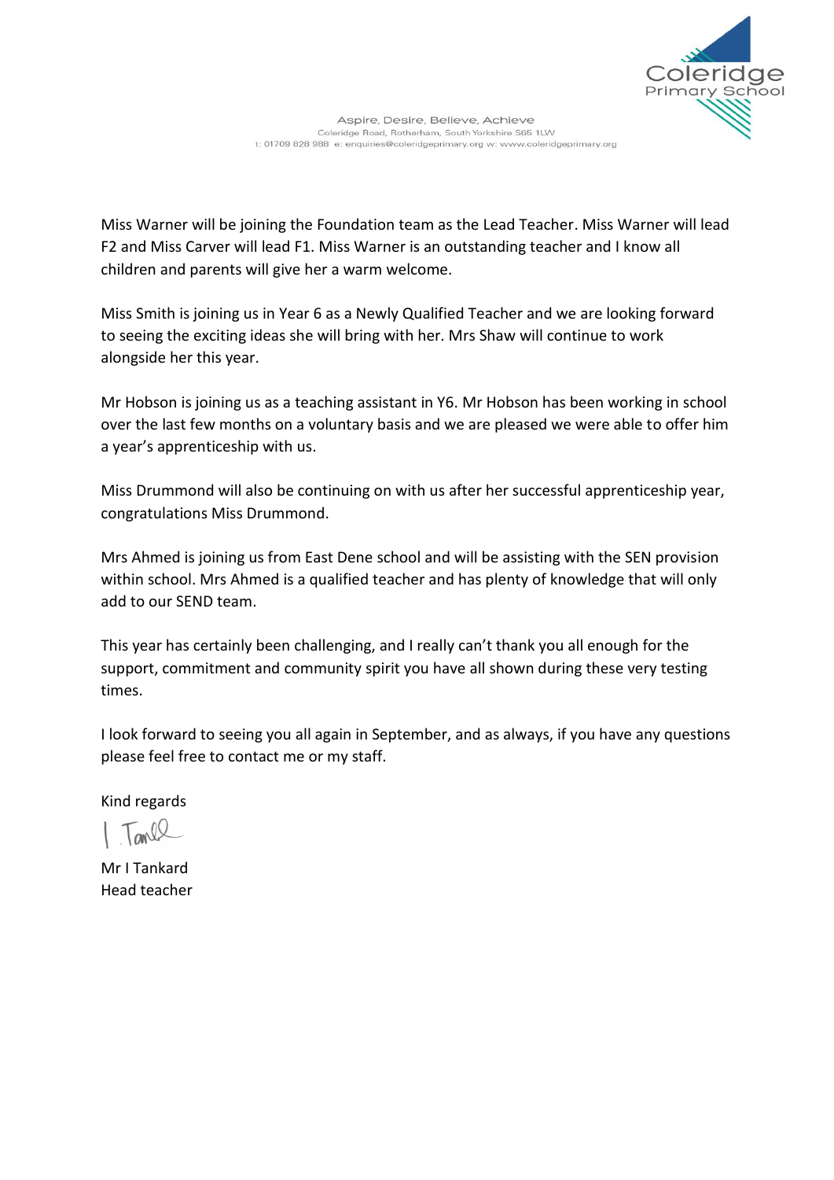Coleridge Primary School

Aspire, Desire, Believe, Achieve
Coleridge Road, Rotherham, South Yorkshire S65 1LW
t: 01709 828 988 e: enquiries@coleridgeprimary.org w: www.coleridgeprimary.org

Miss Warner will be joining the Foundation team as the Lead Teacher. Miss Warner will lead F2 and Miss Carver will lead F1. Miss Warner is an outstanding teacher and I know all children and parents will give her a warm welcome.

Miss Smith is joining us in Year 6 as a Newly Qualified Teacher and we are looking forward to seeing the exciting ideas she will bring with her. Mrs Shaw will continue to work alongside her this year.

Mr Hobson is joining us as a teaching assistant in Y6. Mr Hobson has been working in school over the last few months on a voluntary basis and we are pleased we were able to offer him a year's apprenticeship with us.

Miss Drummond will also be continuing on with us after her successful apprenticeship year, congratulations Miss Drummond.

Mrs Ahmed is joining us from East Dene school and will be assisting with the SEN provision within school. Mrs Ahmed is a qualified teacher and has plenty of knowledge that will only add to our SEND team.

This year has certainly been challenging, and I really can't thank you all enough for the support, commitment and community spirit you have all shown during these very testing times.

I look forward to seeing you all again in September, and as always, if you have any questions please feel free to contact me or my staff.

Kind regards

I Tankard

Mr I Tankard
Head teacher